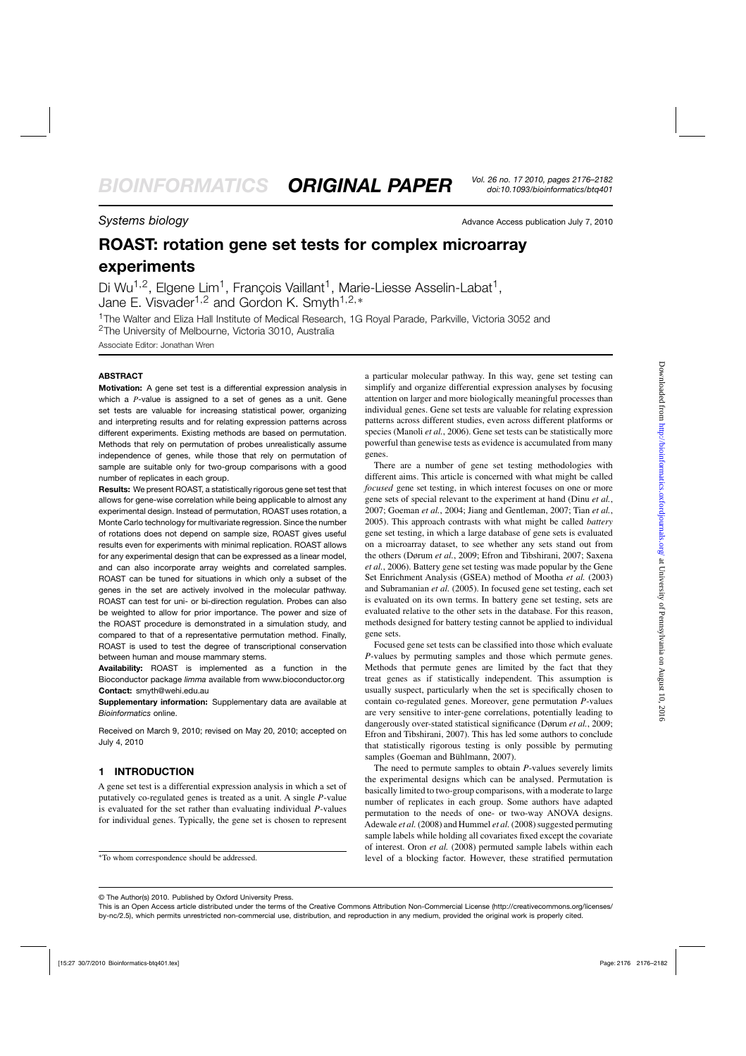Systems biology

Advance Access publication July 7, 2010

# ROAST: rotation gene set tests for complex microarray experiments

Di Wu[1,2], Elgene Lim[1], François Vaillant[1], Marie-Liesse Asselin-Labat[1], Jane E. Visvader[1,2] and Gordon K. Smyth[1,2,*]

[1]The Walter and Eliza Hall Institute of Medical Research, 1G Royal Parade, Parkville, Victoria 3052 and [2]The University of Melbourne, Victoria 3010, Australia

Associate Editor: Jonathan Wren

## ABSTRACT

**Motivation:** A gene set test is a differential expression analysis in which a *P*-value is assigned to a set of genes as a unit. Gene set tests are valuable for increasing statistical power, organizing and interpreting results and for relating expression patterns across different experiments. Existing methods are based on permutation. Methods that rely on permutation of probes unrealistically assume independence of genes, while those that rely on permutation of sample are suitable only for two-group comparisons with a good number of replicates in each group.

**Results:** We present ROAST, a statistically rigorous gene set test that allows for gene-wise correlation while being applicable to almost any experimental design. Instead of permutation, ROAST uses rotation, a Monte Carlo technology for multivariate regression. Since the number of rotations does not depend on sample size, ROAST gives useful results even for experiments with minimal replication. ROAST allows for any experimental design that can be expressed as a linear model, and can also incorporate array weights and correlated samples. ROAST can be tuned for situations in which only a subset of the genes in the set are actively involved in the molecular pathway. ROAST can test for uni- or bi-direction regulation. Probes can also be weighted to allow for prior importance. The power and size of the ROAST procedure is demonstrated in a simulation study, and compared to that of a representative permutation method. Finally, ROAST is used to test the degree of transcriptional conservation between human and mouse mammary stems.

**Availability:** ROAST is implemented as a function in the Bioconductor package *limma* available from www.bioconductor.org

**Contact:** smyth@wehi.edu.au

**Supplementary information:** Supplementary data are available at *Bioinformatics* online.

Received on March 9, 2010; revised on May 20, 2010; accepted on July 4, 2010

## 1 INTRODUCTION

A gene set test is a differential expression analysis in which a set of putatively co-regulated genes is treated as a unit. A single *P*-value is evaluated for the set rather than evaluating individual *P*-values for individual genes. Typically, the gene set is chosen to represent a particular molecular pathway. In this way, gene set testing can simplify and organize differential expression analyses by focusing attention on larger and more biologically meaningful processes than individual genes. Gene set tests are valuable for relating expression patterns across different studies, even across different platforms or species (Manoli *et al.*, 2006). Gene set tests can be statistically more powerful than genewise tests as evidence is accumulated from many genes.

There are a number of gene set testing methodologies with different aims. This article is concerned with what might be called *focused* gene set testing, in which interest focuses on one or more gene sets of special relevant to the experiment at hand (Dinu *et al.*, 2007; Goeman *et al.*, 2004; Jiang and Gentleman, 2007; Tian *et al.*, 2005). This approach contrasts with what might be called *battery* gene set testing, in which a large database of gene sets is evaluated on a microarray dataset, to see whether any sets stand out from the others (Dørum *et al.*, 2009; Efron and Tibshirani, 2007; Saxena *et al.*, 2006). Battery gene set testing was made popular by the Gene Set Enrichment Analysis (GSEA) method of Mootha *et al.* (2003) and Subramanian *et al.* (2005). In focused gene set testing, each set is evaluated on its own terms. In battery gene set testing, sets are evaluated relative to the other sets in the database. For this reason, methods designed for battery testing cannot be applied to individual gene sets.

Focused gene set tests can be classified into those which evaluate *P*-values by permuting samples and those which permute genes. Methods that permute genes are limited by the fact that they treat genes as if statistically independent. This assumption is usually suspect, particularly when the set is specifically chosen to contain co-regulated genes. Moreover, gene permutation *P*-values are very sensitive to inter-gene correlations, potentially leading to dangerously over-stated statistical significance (Dørum *et al.*, 2009; Efron and Tibshirani, 2007). This has led some authors to conclude that statistically rigorous testing is only possible by permuting samples (Goeman and Bühlmann, 2007).

The need to permute samples to obtain *P*-values severely limits the experimental designs which can be analysed. Permutation is basically limited to two-group comparisons, with a moderate to large number of replicates in each group. Some authors have adapted permutation to the needs of one- or two-way ANOVA designs. Adewale *et al.* (2008) and Hummel *et al.* (2008) suggested permuting sample labels while holding all covariates fixed except the covariate of interest. Oron *et al.* (2008) permuted sample labels within each level of a blocking factor. However, these stratified permutation

*To whom correspondence should be addressed.

© The Author(s) 2010. Published by Oxford University Press.
This is an Open Access article distributed under the terms of the Creative Commons Attribution Non-Commercial License (http://creativecommons.org/licenses/by-nc/2.5), which permits unrestricted non-commercial use, distribution, and reproduction in any medium, provided the original work is properly cited.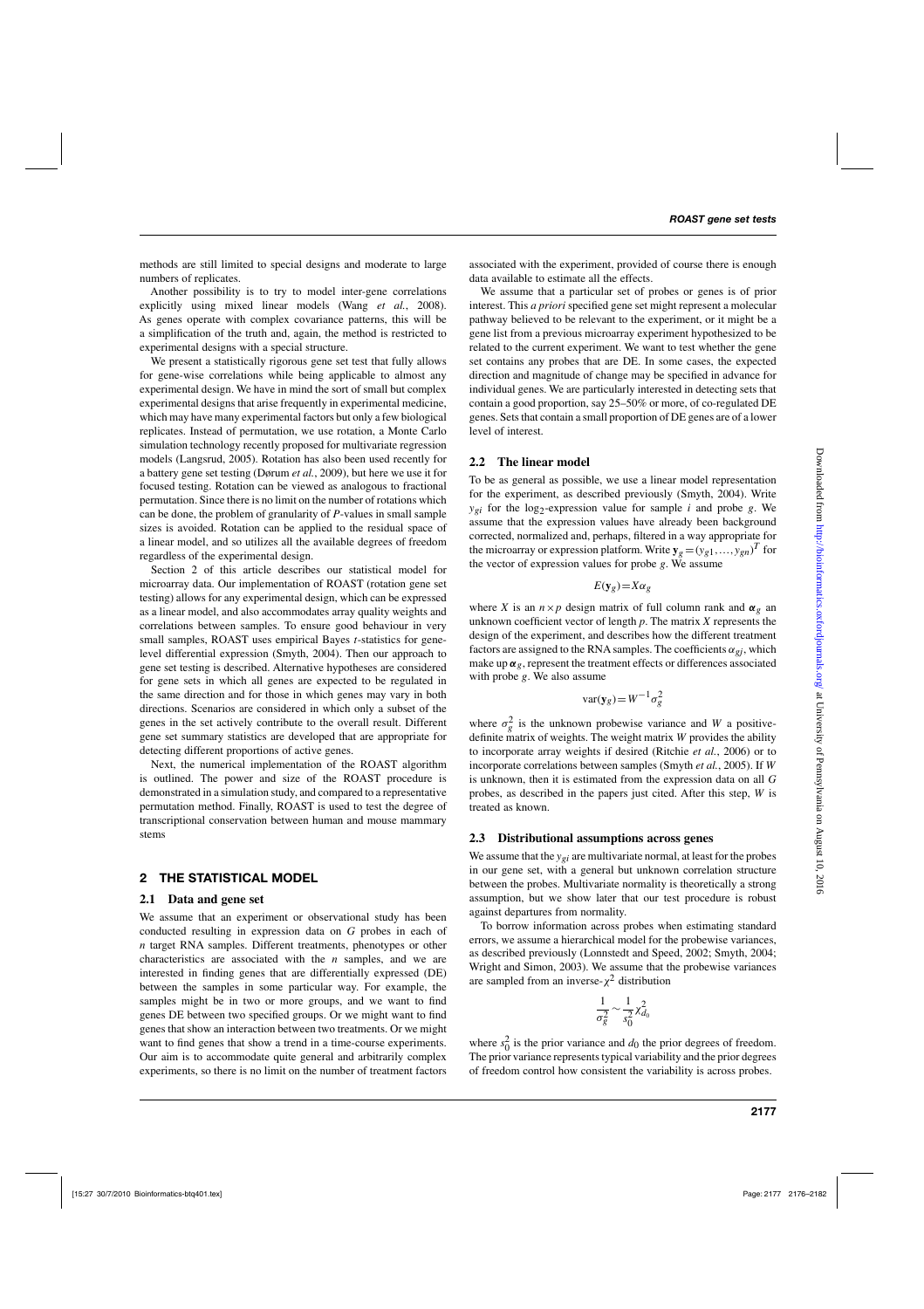methods are still limited to special designs and moderate to large numbers of replicates.

Another possibility is to try to model inter-gene correlations explicitly using mixed linear models (Wang *et al.*, 2008). As genes operate with complex covariance patterns, this will be a simplification of the truth and, again, the method is restricted to experimental designs with a special structure.

We present a statistically rigorous gene set test that fully allows for gene-wise correlations while being applicable to almost any experimental design. We have in mind the sort of small but complex experimental designs that arise frequently in experimental medicine, which may have many experimental factors but only a few biological replicates. Instead of permutation, we use rotation, a Monte Carlo simulation technology recently proposed for multivariate regression models (Langsrud, 2005). Rotation has also been used recently for a battery gene set testing (Dørum *et al.*, 2009), but here we use it for focused testing. Rotation can be viewed as analogous to fractional permutation. Since there is no limit on the number of rotations which can be done, the problem of granularity of *P*-values in small sample sizes is avoided. Rotation can be applied to the residual space of a linear model, and so utilizes all the available degrees of freedom regardless of the experimental design.

Section 2 of this article describes our statistical model for microarray data. Our implementation of ROAST (rotation gene set testing) allows for any experimental design, which can be expressed as a linear model, and also accommodates array quality weights and correlations between samples. To ensure good behaviour in very small samples, ROAST uses empirical Bayes *t*-statistics for gene-level differential expression (Smyth, 2004). Then our approach to gene set testing is described. Alternative hypotheses are considered for gene sets in which all genes are expected to be regulated in the same direction and for those in which genes may vary in both directions. Scenarios are considered in which only a subset of the genes in the set actively contribute to the overall result. Different gene set summary statistics are developed that are appropriate for detecting different proportions of active genes.

Next, the numerical implementation of the ROAST algorithm is outlined. The power and size of the ROAST procedure is demonstrated in a simulation study, and compared to a representative permutation method. Finally, ROAST is used to test the degree of transcriptional conservation between human and mouse mammary stems

## 2 THE STATISTICAL MODEL

### 2.1 Data and gene set

We assume that an experiment or observational study has been conducted resulting in expression data on $G$ probes in each of $n$ target RNA samples. Different treatments, phenotypes or other characteristics are associated with the $n$ samples, and we are interested in finding genes that are differentially expressed (DE) between the samples in some particular way. For example, the samples might be in two or more groups, and we want to find genes DE between two specified groups. Or we might want to find genes that show an interaction between two treatments. Or we might want to find genes that show a trend in a time-course experiments. Our aim is to accommodate quite general and arbitrarily complex experiments, so there is no limit on the number of treatment factors associated with the experiment, provided of course there is enough data available to estimate all the effects.

We assume that a particular set of probes or genes is of prior interest. This *a priori* specified gene set might represent a molecular pathway believed to be relevant to the experiment, or it might be a gene list from a previous microarray experiment hypothesized to be related to the current experiment. We want to test whether the gene set contains any probes that are DE. In some cases, the expected direction and magnitude of change may be specified in advance for individual genes. We are particularly interested in detecting sets that contain a good proportion, say 25–50% or more, of co-regulated DE genes. Sets that contain a small proportion of DE genes are of a lower level of interest.

### 2.2 The linear model

To be as general as possible, we use a linear model representation for the experiment, as described previously (Smyth, 2004). Write $y_{gi}$ for the $\log_2$-expression value for sample $i$ and probe $g$. We assume that the expression values have already been background corrected, normalized and, perhaps, filtered in a way appropriate for the microarray or expression platform. Write $\mathbf{y}_g = (y_{g1},...,y_{gn})^T$ for the vector of expression values for probe $g$. We assume

$$E(\mathbf{y}_g) = X\alpha_g$$

where $X$ is an $n \times p$ design matrix of full column rank and $\boldsymbol{\alpha}_g$ an unknown coefficient vector of length $p$. The matrix $X$ represents the design of the experiment, and describes how the different treatment factors are assigned to the RNA samples. The coefficients $\alpha_{gj}$, which make up $\boldsymbol{\alpha}_g$, represent the treatment effects or differences associated with probe $g$. We also assume

$$\text{var}(\mathbf{y}_g) = W^{-1}\sigma_g^2$$

where $\sigma_g^2$ is the unknown probewise variance and $W$ a positive-definite matrix of weights. The weight matrix $W$ provides the ability to incorporate array weights if desired (Ritchie *et al.*, 2006) or to incorporate correlations between samples (Smyth *et al.*, 2005). If $W$ is unknown, then it is estimated from the expression data on all $G$ probes, as described in the papers just cited. After this step, $W$ is treated as known.

### 2.3 Distributional assumptions across genes

We assume that the $y_{gi}$ are multivariate normal, at least for the probes in our gene set, with a general but unknown correlation structure between the probes. Multivariate normality is theoretically a strong assumption, but we show later that our test procedure is robust against departures from normality.

To borrow information across probes when estimating standard errors, we assume a hierarchical model for the probewise variances, as described previously (Lonnstedt and Speed, 2002; Smyth, 2004; Wright and Simon, 2003). We assume that the probewise variances are sampled from an inverse-$\chi^2$ distribution

$$\frac{1}{\sigma_g^2} \sim \frac{1}{s_0^2}\chi^2_{d_0}$$

where $s_0^2$ is the prior variance and $d_0$ the prior degrees of freedom. The prior variance represents typical variability and the prior degrees of freedom control how consistent the variability is across probes.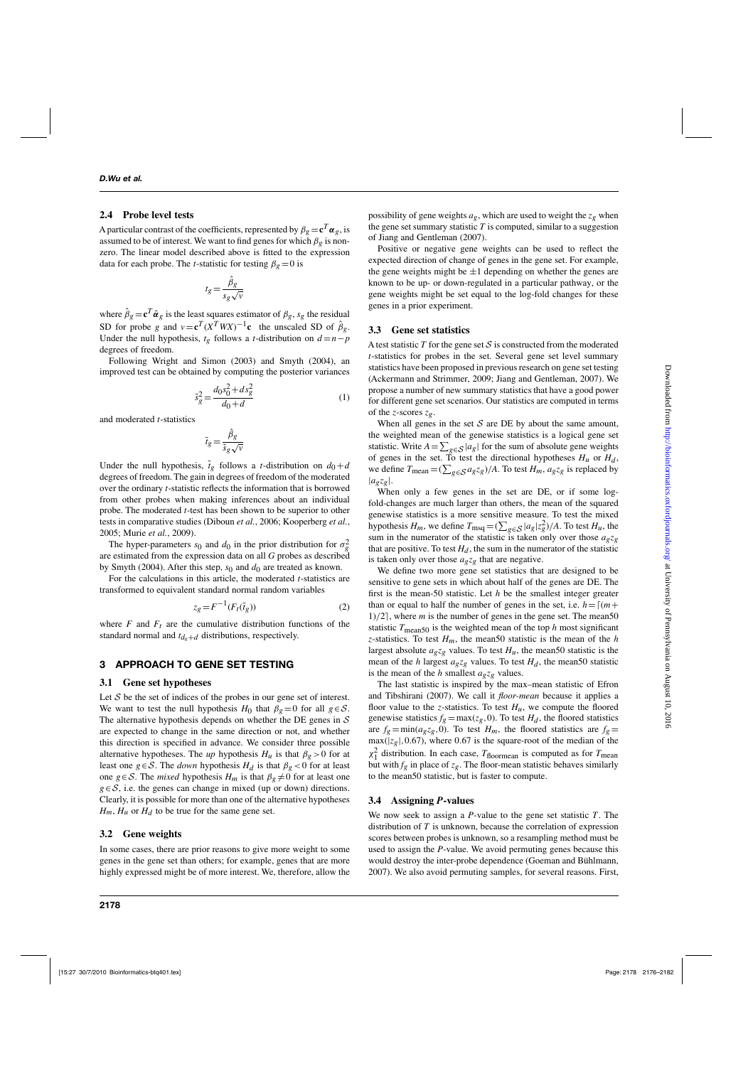### 2.4 Probe level tests

A particular contrast of the coefficients, represented by $\beta_g = \mathbf{c}^T \boldsymbol{\alpha}_g$, is assumed to be of interest. We want to find genes for which $\beta_g$ is non-zero. The linear model described above is fitted to the expression data for each probe. The $t$-statistic for testing $\beta_g = 0$ is

$$t_g = \frac{\hat{\beta}_g}{s_g \sqrt{v}}$$

where $\hat{\beta}_g = \mathbf{c}^T \hat{\boldsymbol{\alpha}}_g$ is the least squares estimator of $\beta_g$, $s_g$ the residual SD for probe $g$ and $v = \mathbf{c}^T (X^T W X)^{-1} \mathbf{c}$ the unscaled SD of $\hat{\beta}_g$. Under the null hypothesis, $t_g$ follows a $t$-distribution on $d = n - p$ degrees of freedom.

Following Wright and Simon (2003) and Smyth (2004), an improved test can be obtained by computing the posterior variances

$$\tilde{s}_g^2 = \frac{d_0 s_0^2 + d s_g^2}{d_0 + d} \tag{1}$$

and moderated $t$-statistics

$$\tilde{t}_g = \frac{\hat{\beta}_g}{\tilde{s}_g \sqrt{v}}$$

Under the null hypothesis, $\tilde{t}_g$ follows a $t$-distribution on $d_0 + d$ degrees of freedom. The gain in degrees of freedom of the moderated over the ordinary $t$-statistic reflects the information that is borrowed from other probes when making inferences about an individual probe. The moderated $t$-test has been shown to be superior to other tests in comparative studies (Diboun *et al.*, 2006; Kooperberg *et al.*, 2005; Murie *et al.*, 2009).

The hyper-parameters $s_0$ and $d_0$ in the prior distribution for $\sigma_g^2$ are estimated from the expression data on all $G$ probes as described by Smyth (2004). After this step, $s_0$ and $d_0$ are treated as known.

For the calculations in this article, the moderated $t$-statistics are transformed to equivalent standard normal random variables

$$z_g = F^{-1}(F_t(\tilde{t}_g)) \tag{2}$$

where $F$ and $F_t$ are the cumulative distribution functions of the standard normal and $t_{d_0+d}$ distributions, respectively.

## 3 APPROACH TO GENE SET TESTING

### 3.1 Gene set hypotheses

Let $\mathcal{S}$ be the set of indices of the probes in our gene set of interest. We want to test the null hypothesis $H_0$ that $\beta_g = 0$ for all $g \in \mathcal{S}$. The alternative hypothesis depends on whether the DE genes in $\mathcal{S}$ are expected to change in the same direction or not, and whether this direction is specified in advance. We consider three possible alternative hypotheses. The *up* hypothesis $H_u$ is that $\beta_g > 0$ for at least one $g \in \mathcal{S}$. The *down* hypothesis $H_d$ is that $\beta_g < 0$ for at least one $g \in \mathcal{S}$. The *mixed* hypothesis $H_m$ is that $\beta_g \neq 0$ for at least one $g \in \mathcal{S}$, i.e. the genes can change in mixed (up or down) directions. Clearly, it is possible for more than one of the alternative hypotheses $H_m$, $H_u$ or $H_d$ to be true for the same gene set.

### 3.2 Gene weights

In some cases, there are prior reasons to give more weight to some genes in the gene set than others; for example, genes that are more highly expressed might be of more interest. We, therefore, allow the possibility of gene weights $a_g$, which are used to weight the $z_g$ when the gene set summary statistic $T$ is computed, similar to a suggestion of Jiang and Gentleman (2007).

Positive or negative gene weights can be used to reflect the expected direction of change of genes in the gene set. For example, the gene weights might be $\pm 1$ depending on whether the genes are known to be up- or down-regulated in a particular pathway, or the gene weights might be set equal to the log-fold changes for these genes in a prior experiment.

### 3.3 Gene set statistics

A test statistic $T$ for the gene set $\mathcal{S}$ is constructed from the moderated $t$-statistics for probes in the set. Several gene set level summary statistics have been proposed in previous research on gene set testing (Ackermann and Strimmer, 2009; Jiang and Gentleman, 2007). We propose a number of new summary statistics that have a good power for different gene set scenarios. Our statistics are computed in terms of the $z$-scores $z_g$.

When all genes in the set $\mathcal{S}$ are DE by about the same amount, the weighted mean of the genewise statistics is a logical gene set statistic. Write $A = \sum_{g \in \mathcal{S}} |a_g|$ for the sum of absolute gene weights of genes in the set. To test the directional hypotheses $H_u$ or $H_d$, we define $T_{\mathrm{mean}} = (\sum_{g \in \mathcal{S}} a_g z_g)/A$. To test $H_m$, $a_g z_g$ is replaced by $|a_g z_g|$.

When only a few genes in the set are DE, or if some log-fold-changes are much larger than others, the mean of the squared genewise statistics is a more sensitive measure. To test the mixed hypothesis $H_m$, we define $T_{\mathrm{msq}} = (\sum_{g \in \mathcal{S}} |a_g| z_g^2)/A$. To test $H_u$, the sum in the numerator of the statistic is taken only over those $a_g z_g$ that are positive. To test $H_d$, the sum in the numerator of the statistic is taken only over those $a_g z_g$ that are negative.

We define two more gene set statistics that are designed to be sensitive to gene sets in which about half of the genes are DE. The first is the mean-50 statistic. Let $h$ be the smallest integer greater than or equal to half the number of genes in the set, i.e. $h = \lceil (m+1)/2 \rceil$, where $m$ is the number of genes in the gene set. The mean50 statistic $T_{\mathrm{mean50}}$ is the weighted mean of the top $h$ most significant $z$-statistics. To test $H_m$, the mean50 statistic is the mean of the $h$ largest absolute $a_g z_g$ values. To test $H_u$, the mean50 statistic is the mean of the $h$ largest $a_g z_g$ values. To test $H_d$, the mean50 statistic is the mean of the $h$ smallest $a_g z_g$ values.

The last statistic is inspired by the max–mean statistic of Efron and Tibshirani (2007). We call it *floor-mean* because it applies a floor value to the $z$-statistics. To test $H_u$, we compute the floored genewise statistics $f_g = \max(z_g, 0)$. To test $H_d$, the floored statistics are $f_g = \min(a_g z_g, 0)$. To test $H_m$, the floored statistics are $f_g = \max(|z_g|, 0.67)$, where 0.67 is the square-root of the median of the $\chi_1^2$ distribution. In each case, $T_{\mathrm{floormean}}$ is computed as for $T_{\mathrm{mean}}$ but with $f_g$ in place of $z_g$. The floor-mean statistic behaves similarly to the mean50 statistic, but is faster to compute.

### 3.4 Assigning *P*-values

We now seek to assign a $P$-value to the gene set statistic $T$. The distribution of $T$ is unknown, because the correlation of expression scores between probes is unknown, so a resampling method must be used to assign the $P$-value. We avoid permuting genes because this would destroy the inter-probe dependence (Goeman and Bühlmann, 2007). We also avoid permuting samples, for several reasons. First,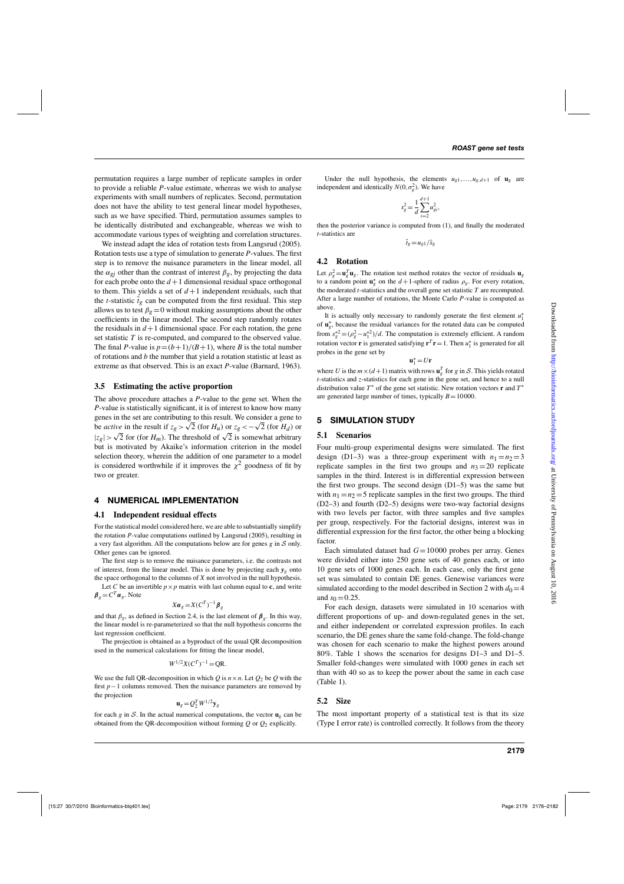permutation requires a large number of replicate samples in order to provide a reliable *P*-value estimate, whereas we wish to analyse experiments with small numbers of replicates. Second, permutation does not have the ability to test general linear model hypotheses, such as we have specified. Third, permutation assumes samples to be identically distributed and exchangeable, whereas we wish to accommodate various types of weighting and correlation structures.

We instead adapt the idea of rotation tests from Langsrud (2005). Rotation tests use a type of simulation to generate *P*-values. The first step is to remove the nuisance parameters in the linear model, all the $\alpha_{gj}$ other than the contrast of interest $\beta_g$, by projecting the data for each probe onto the $d+1$ dimensional residual space orthogonal to them. This yields a set of $d+1$ independent residuals, such that the *t*-statistic $\tilde{t}_g$ can be computed from the first residual. This step allows us to test $\beta_g = 0$ without making assumptions about the other coefficients in the linear model. The second step randomly rotates the residuals in $d+1$ dimensional space. For each rotation, the gene set statistic $T$ is re-computed, and compared to the observed value. The final *P*-value is $p = (b+1)/(B+1)$, where $B$ is the total number of rotations and $b$ the number that yield a rotation statistic at least as extreme as that observed. This is an exact *P*-value (Barnard, 1963).

### 3.5 Estimating the active proportion

The above procedure attaches a *P*-value to the gene set. When the *P*-value is statistically significant, it is of interest to know how many genes in the set are contributing to this result. We consider a gene to be *active* in the result if $z_g > \sqrt{2}$ (for $H_u$) or $z_g < -\sqrt{2}$ (for $H_d$) or $|z_g| > \sqrt{2}$ for (for $H_m$). The threshold of $\sqrt{2}$ is somewhat arbitrary but is motivated by Akaike's information criterion in the model selection theory, wherein the addition of one parameter to a model is considered worthwhile if it improves the $\chi^2$ goodness of fit by two or greater.

## 4 NUMERICAL IMPLEMENTATION

### 4.1 Independent residual effects

For the statistical model considered here, we are able to substantially simplify the rotation *P*-value computations outlined by Langsrud (2005), resulting in a very fast algorithm. All the computations below are for genes $g$ in $\mathcal{S}$ only. Other genes can be ignored.

The first step is to remove the nuisance parameters, i.e. the contrasts not of interest, from the linear model. This is done by projecting each $\mathbf{y}_g$ onto the space orthogonal to the columns of $X$ not involved in the null hypothesis.

Let $C$ be an invertible $p \times p$ matrix with last column equal to $\mathbf{c}$, and write $\boldsymbol{\beta}_g = C^T \boldsymbol{\alpha}_g$. Note

$$X\boldsymbol{\alpha}_g = X(C^T)^{-1}\boldsymbol{\beta}_g$$

and that $\beta_g$, as defined in Section 2.4, is the last element of $\boldsymbol{\beta}_g$. In this way, the linear model is re-parameterized so that the null hypothesis concerns the last regression coefficient.

The projection is obtained as a byproduct of the usual QR decomposition used in the numerical calculations for fitting the linear model,

$$W^{1/2}X(C^T)^{-1} = \mathrm{QR}.$$

We use the full QR-decomposition in which $Q$ is $n \times n$. Let $Q_2$ be $Q$ with the first $p-1$ columns removed. Then the nuisance parameters are removed by the projection

$$\mathbf{u}_g = Q_2^T W^{1/2} \mathbf{y}_g$$

for each $g$ in $\mathcal{S}$. In the actual numerical computations, the vector $\mathbf{u}_g$ can be obtained from the QR-decomposition without forming $Q$ or $Q_2$ explicitly.

Under the null hypothesis, the elements $u_{g1}, \ldots, u_{g,d+1}$ of $\mathbf{u}_g$ are independent and identically $N(0, \sigma_g^2)$. We have

$$s_g^2 = \frac{1}{d}\sum_{i=2}^{d+1} u_{gi}^2,$$

then the posterior variance is computed from (1), and finally the moderated *t*-statistics are

$$\tilde{t}_g = u_{g1}/\tilde{s}_g$$

### 4.2 Rotation

Let $\rho_g^2 = \mathbf{u}_g^T \mathbf{u}_g$. The rotation test method rotates the vector of residuals $\mathbf{u}_g$ to a random point $\mathbf{u}_g^*$ on the $d+1$-sphere of radius $\rho_g$. For every rotation, the moderated *t*-statistics and the overall gene set statistic $T$ are recomputed. After a large number of rotations, the Monte Carlo *P*-value is computed as above.

It is actually only necessary to randomly generate the first element $u_1^*$ of $\mathbf{u}_g^*$, because the residual variances for the rotated data can be computed from $s_g^{*2} = (\rho_g^2 - u_1^{*2})/d$. The computation is extremely efficient. A random rotation vector $\mathbf{r}$ is generated satisfying $\mathbf{r}^T\mathbf{r} = 1$. Then $u_1^*$ is generated for all probes in the gene set by

$$\mathbf{u}_1^* = U\mathbf{r}$$

where $U$ is the $m \times (d+1)$ matrix with rows $\mathbf{u}_g^T$ for $g$ in $\mathcal{S}$. This yields rotated *t*-statistics and *z*-statistics for each gene in the gene set, and hence to a null distribution value $T^*$ of the gene set statistic. New rotation vectors $\mathbf{r}$ and $T^*$ are generated large number of times, typically $B = 10000$.

## 5 SIMULATION STUDY

### 5.1 Scenarios

Four multi-group experimental designs were simulated. The first design (D1–3) was a three-group experiment with $n_1 = n_2 = 3$ replicate samples in the first two groups and $n_3 = 20$ replicate samples in the third. Interest is in differential expression between the first two groups. The second design (D1–5) was the same but with $n_1 = n_2 = 5$ replicate samples in the first two groups. The third (D2–3) and fourth (D2–5) designs were two-way factorial designs with two levels per factor, with three samples and five samples per group, respectively. For the factorial designs, interest was in differential expression for the first factor, the other being a blocking factor.

Each simulated dataset had $G = 10000$ probes per array. Genes were divided either into 250 gene sets of 40 genes each, or into 10 gene sets of 1000 genes each. In each case, only the first gene set was simulated to contain DE genes. Genewise variances were simulated according to the model described in Section 2 with $d_0 = 4$ and $s_0 = 0.25$.

For each design, datasets were simulated in 10 scenarios with different proportions of up- and down-regulated genes in the set, and either independent or correlated expression profiles. In each scenario, the DE genes share the same fold-change. The fold-change was chosen for each scenario to make the highest powers around 80%. Table 1 shows the scenarios for designs D1–3 and D1–5. Smaller fold-changes were simulated with 1000 genes in each set than with 40 so as to keep the power about the same in each case (Table 1).

### 5.2 Size

The most important property of a statistical test is that its size (Type I error rate) is controlled correctly. It follows from the theory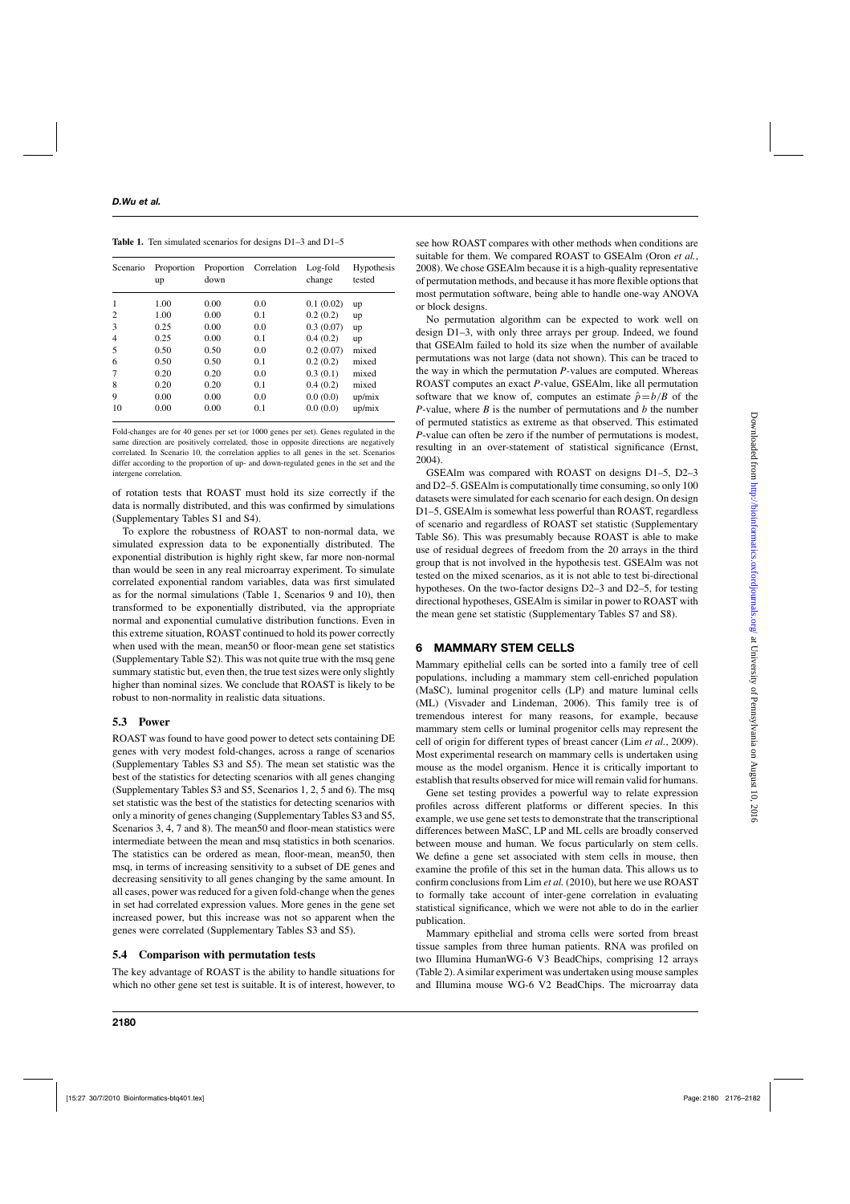**Table 1.** Ten simulated scenarios for designs D1–3 and D1–5

| Scenario | Proportion up | Proportion down | Correlation | Log-fold change | Hypothesis tested |
|---|---|---|---|---|---|
| 1 | 1.00 | 0.00 | 0.0 | 0.1 (0.02) | up |
| 2 | 1.00 | 0.00 | 0.1 | 0.2 (0.2) | up |
| 3 | 0.25 | 0.00 | 0.0 | 0.3 (0.07) | up |
| 4 | 0.25 | 0.00 | 0.1 | 0.4 (0.2) | up |
| 5 | 0.50 | 0.50 | 0.0 | 0.2 (0.07) | mixed |
| 6 | 0.50 | 0.50 | 0.1 | 0.2 (0.2) | mixed |
| 7 | 0.20 | 0.20 | 0.0 | 0.3 (0.1) | mixed |
| 8 | 0.20 | 0.20 | 0.1 | 0.4 (0.2) | mixed |
| 9 | 0.00 | 0.00 | 0.0 | 0.0 (0.0) | up/mix |
| 10 | 0.00 | 0.00 | 0.1 | 0.0 (0.0) | up/mix |

Fold-changes are for 40 genes per set (or 1000 genes per set). Genes regulated in the same direction are positively correlated, those in opposite directions are negatively correlated. In Scenario 10, the correlation applies to all genes in the set. Scenarios differ according to the proportion of up- and down-regulated genes in the set and the intergene correlation.

of rotation tests that ROAST must hold its size correctly if the data is normally distributed, and this was confirmed by simulations (Supplementary Tables S1 and S4).

To explore the robustness of ROAST to non-normal data, we simulated expression data to be exponentially distributed. The exponential distribution is highly right skew, far more non-normal than would be seen in any real microarray experiment. To simulate correlated exponential random variables, data was first simulated as for the normal simulations (Table 1, Scenarios 9 and 10), then transformed to be exponentially distributed, via the appropriate normal and exponential cumulative distribution functions. Even in this extreme situation, ROAST continued to hold its power correctly when used with the mean, mean50 or floor-mean gene set statistics (Supplementary Table S2). This was not quite true with the msq gene summary statistic but, even then, the true test sizes were only slightly higher than nominal sizes. We conclude that ROAST is likely to be robust to non-normality in realistic data situations.

### 5.3 Power

ROAST was found to have good power to detect sets containing DE genes with very modest fold-changes, across a range of scenarios (Supplementary Tables S3 and S5). The mean set statistic was the best of the statistics for detecting scenarios with all genes changing (Supplementary Tables S3 and S5, Scenarios 1, 2, 5 and 6). The msq set statistic was the best of the statistics for detecting scenarios with only a minority of genes changing (Supplementary Tables S3 and S5, Scenarios 3, 4, 7 and 8). The mean50 and floor-mean statistics were intermediate between the mean and msq statistics in both scenarios. The statistics can be ordered as mean, floor-mean, mean50, then msq, in terms of increasing sensitivity to a subset of DE genes and decreasing sensitivity to all genes changing by the same amount. In all cases, power was reduced for a given fold-change when the genes in set had correlated expression values. More genes in the gene set increased power, but this increase was not so apparent when the genes were correlated (Supplementary Tables S3 and S5).

### 5.4 Comparison with permutation tests

The key advantage of ROAST is the ability to handle situations for which no other gene set test is suitable. It is of interest, however, to see how ROAST compares with other methods when conditions are suitable for them. We compared ROAST to GSEAlm (Oron *et al.*, 2008). We chose GSEAlm because it is a high-quality representative of permutation methods, and because it has more flexible options that most permutation software, being able to handle one-way ANOVA or block designs.

No permutation algorithm can be expected to work well on design D1–3, with only three arrays per group. Indeed, we found that GSEAlm failed to hold its size when the number of available permutations was not large (data not shown). This can be traced to the way in which the permutation *P*-values are computed. Whereas ROAST computes an exact *P*-value, GSEAlm, like all permutation software that we know of, computes an estimate $\hat{p}=b/B$ of the *P*-value, where *B* is the number of permutations and *b* the number of permuted statistics as extreme as that observed. This estimated *P*-value can often be zero if the number of permutations is modest, resulting in an over-statement of statistical significance (Ernst, 2004).

GSEAlm was compared with ROAST on designs D1–5, D2–3 and D2–5. GSEAlm is computationally time consuming, so only 100 datasets were simulated for each scenario for each design. On design D1–5, GSEAlm is somewhat less powerful than ROAST, regardless of scenario and regardless of ROAST set statistic (Supplementary Table S6). This was presumably because ROAST is able to make use of residual degrees of freedom from the 20 arrays in the third group that is not involved in the hypothesis test. GSEAlm was not tested on the mixed scenarios, as it is not able to test bi-directional hypotheses. On the two-factor designs D2–3 and D2–5, for testing directional hypotheses, GSEAlm is similar in power to ROAST with the mean gene set statistic (Supplementary Tables S7 and S8).

## 6 MAMMARY STEM CELLS

Mammary epithelial cells can be sorted into a family tree of cell populations, including a mammary stem cell-enriched population (MaSC), luminal progenitor cells (LP) and mature luminal cells (ML) (Visvader and Lindeman, 2006). This family tree is of tremendous interest for many reasons, for example, because mammary stem cells or luminal progenitor cells may represent the cell of origin for different types of breast cancer (Lim *et al.*, 2009). Most experimental research on mammary cells is undertaken using mouse as the model organism. Hence it is critically important to establish that results observed for mice will remain valid for humans.

Gene set testing provides a powerful way to relate expression profiles across different platforms or different species. In this example, we use gene set tests to demonstrate that the transcriptional differences between MaSC, LP and ML cells are broadly conserved between mouse and human. We focus particularly on stem cells. We define a gene set associated with stem cells in mouse, then examine the profile of this set in the human data. This allows us to confirm conclusions from Lim *et al.* (2010), but here we use ROAST to formally take account of inter-gene correlation in evaluating statistical significance, which we were not able to do in the earlier publication.

Mammary epithelial and stroma cells were sorted from breast tissue samples from three human patients. RNA was profiled on two Illumina HumanWG-6 V3 BeadChips, comprising 12 arrays (Table 2). A similar experiment was undertaken using mouse samples and Illumina mouse WG-6 V2 BeadChips. The microarray data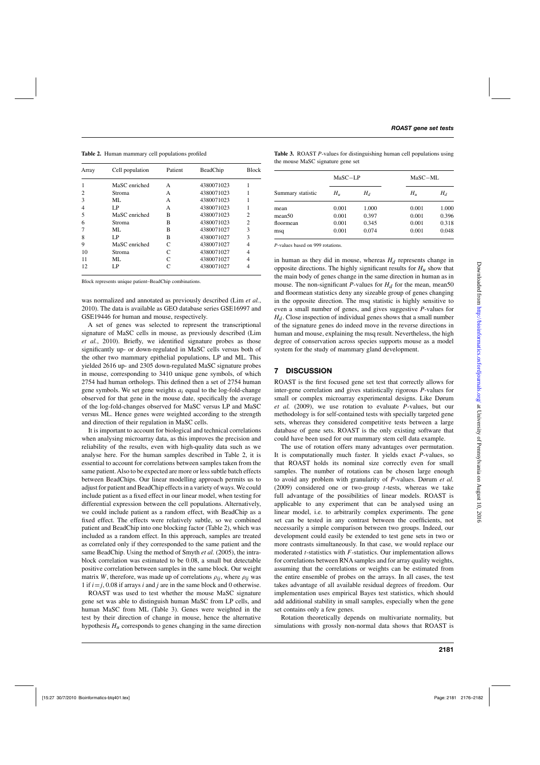**Table 2.** Human mammary cell populations profiled

| Array | Cell population | Patient | BeadChip | Block |
|---|---|---|---|---|
| 1 | MaSC enriched | A | 4380071023 | 1 |
| 2 | Stroma | A | 4380071023 | 1 |
| 3 | ML | A | 4380071023 | 1 |
| 4 | LP | A | 4380071023 | 1 |
| 5 | MaSC enriched | B | 4380071023 | 2 |
| 6 | Stroma | B | 4380071023 | 2 |
| 7 | ML | B | 4380071027 | 3 |
| 8 | LP | B | 4380071027 | 3 |
| 9 | MaSC enriched | C | 4380071027 | 4 |
| 10 | Stroma | C | 4380071027 | 4 |
| 11 | ML | C | 4380071027 | 4 |
| 12 | LP | C | 4380071027 | 4 |

Block represents unique patient–BeadChip combinations.

was normalized and annotated as previously described (Lim *et al.*, 2010). The data is available as GEO database series GSE16997 and GSE19446 for human and mouse, respectively.

A set of genes was selected to represent the transcriptional signature of MaSC cells in mouse, as previously described (Lim *et al.*, 2010). Briefly, we identified signature probes as those significantly up- or down-regulated in MaSC cells versus both of the other two mammary epithelial populations, LP and ML. This yielded 2616 up- and 2305 down-regulated MaSC signature probes in mouse, corresponding to 3410 unique gene symbols, of which 2754 had human orthologs. This defined then a set of 2754 human gene symbols. We set gene weights $a_i$ equal to the log-fold-change observed for that gene in the mouse date, specifically the average of the log-fold-changes observed for MaSC versus LP and MaSC versus ML. Hence genes were weighted according to the strength and direction of their regulation in MaSC cells.

It is important to account for correlations between samples when analysing microarray data, as this improves the precision and reliability of the results, even with high-quality data such as we analyse here. For the human samples described in Table 2, it is essential to account for correlations between samples taken from the same patient. Also to be expected are more or less subtle batch effects between BeadChips. Our linear modelling approach permits us to adjust for patient and BeadChip effects in a variety of ways. We could include patient as a fixed effect in our linear model, when testing for differential expression between the cell populations. Alternatively, we could include patient as a random effect, with BeadChip as a fixed effect. The effects were relatively subtle, so we combined patient and BeadChip into one blocking factor (Table 2), which was included as a random effect. In this approach, samples are treated as correlated only if they corresponded to the same patient and the same BeadChip. Using the method of Smyth *et al.* (2005), the intra-block correlation was estimated to be 0.08, a small but detectable positive correlation between samples in the same block. Our weight matrix $W$, therefore, was made up of correlations $\rho_{ij}$, where $\rho_{ij}$ was 1 if $i=j$, 0.08 if arrays $i$ and $j$ are in the same block and 0 otherwise.

ROAST was used to test whether the mouse MaSC signature gene set was able to distinguish human MaSC from LP cells, and human MaSC from ML (Table 3). Genes were weighted in the test by their direction of change in mouse, hence the alternative hypothesis $H_u$ corresponds to genes changing in the same direction in human as they did in mouse, whereas $H_d$ represents change in opposite directions. The highly significant results for $H_u$ show that the main body of genes change in the same direction in human as in mouse. The non-significant $P$-values for $H_d$ for the mean, mean50 and floormean statistics deny any sizeable group of genes changing in the opposite direction. The msq statistic is highly sensitive to even a small number of genes, and gives suggestive $P$-values for $H_d$. Close inspection of individual genes shows that a small number of the signature genes do indeed move in the reverse directions in human and mouse, explaining the msq result. Nevertheless, the high degree of conservation across species supports mouse as a model system for the study of mammary gland development.

**Table 3.** ROAST $P$-values for distinguishing human cell populations using the mouse MaSC signature gene set

| | MaSC−LP | | MaSC−ML | |
|---|---|---|---|---|
| Summary statistic | $H_u$ | $H_d$ | $H_u$ | $H_d$ |
| mean | 0.001 | 1.000 | 0.001 | 1.000 |
| mean50 | 0.001 | 0.397 | 0.001 | 0.396 |
| floormean | 0.001 | 0.345 | 0.001 | 0.318 |
| msq | 0.001 | 0.074 | 0.001 | 0.048 |

$P$-values based on 999 rotations.

## 7 DISCUSSION

ROAST is the first focused gene set test that correctly allows for inter-gene correlation and gives statistically rigorous $P$-values for small or complex microarray experimental designs. Like Dørum *et al.* (2009), we use rotation to evaluate $P$-values, but our methodology is for self-contained tests with specially targeted gene sets, whereas they considered competitive tests between a large database of gene sets. ROAST is the only existing software that could have been used for our mammary stem cell data example.

The use of rotation offers many advantages over permutation. It is computationally much faster. It yields exact $P$-values, so that ROAST holds its nominal size correctly even for small samples. The number of rotations can be chosen large enough to avoid any problem with granularity of $P$-values. Dørum *et al.* (2009) considered one or two-group $t$-tests, whereas we take full advantage of the possibilities of linear models. ROAST is applicable to any experiment that can be analysed using an linear model, i.e. to arbitrarily complex experiments. The gene set can be tested in any contrast between the coefficients, not necessarily a simple comparison between two groups. Indeed, our development could easily be extended to test gene sets in two or more contrasts simultaneously. In that case, we would replace our moderated $t$-statistics with $F$-statistics. Our implementation allows for correlations between RNA samples and for array quality weights, assuming that the correlations or weights can be estimated from the entire ensemble of probes on the arrays. In all cases, the test takes advantage of all available residual degrees of freedom. Our implementation uses empirical Bayes test statistics, which should add additional stability in small samples, especially when the gene set contains only a few genes.

Rotation theoretically depends on multivariate normality, but simulations with grossly non-normal data shows that ROAST is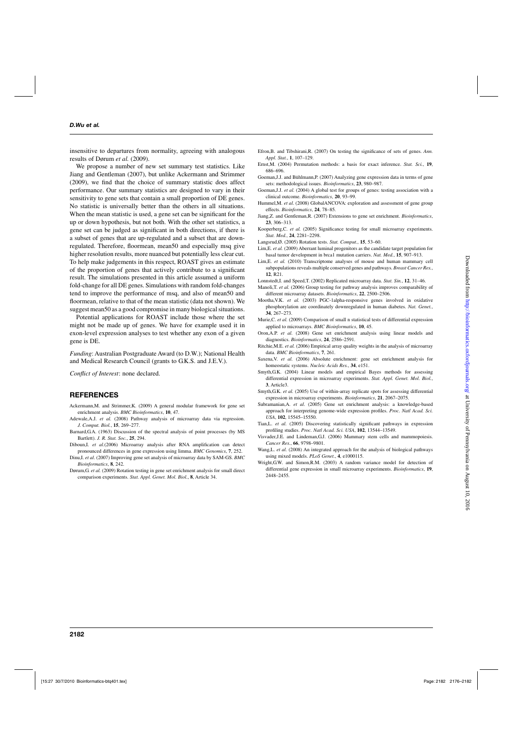insensitive to departures from normality, agreeing with analogous results of Dørum *et al.* (2009).

We propose a number of new set summary test statistics. Like Jiang and Gentleman (2007), but unlike Ackermann and Strimmer (2009), we find that the choice of summary statistic does affect performance. Our summary statistics are designed to vary in their sensitivity to gene sets that contain a small proportion of DE genes. No statistic is universally better than the others in all situations. When the mean statistic is used, a gene set can be significant for the up or down hypothesis, but not both. With the other set statistics, a gene set can be judged as significant in both directions, if there is a subset of genes that are up-regulated and a subset that are down-regulated. Therefore, floormean, mean50 and especially msq give higher resolution results, more nuanced but potentially less clear cut. To help make judgements in this respect, ROAST gives an estimate of the proportion of genes that actively contribute to a significant result. The simulations presented in this article assumed a uniform fold-change for all DE genes. Simulations with random fold-changes tend to improve the performance of msq, and also of mean50 and floormean, relative to that of the mean statistic (data not shown). We suggest mean50 as a good compromise in many biological situations.

Potential applications for ROAST include those where the set might not be made up of genes. We have for example used it in exon-level expression analyses to test whether any exon of a given gene is DE.

*Funding*: Australian Postgraduate Award (to D.W.); National Health and Medical Research Council (grants to G.K.S. and J.E.V.).

*Conflict of Interest*: none declared.

## REFERENCES

Ackermann,M. and Strimmer,K. (2009) A general modular framework for gene set enrichment analysis. *BMC Bioinformatics*, **10**, 47.

Adewale,A.J. *et al.* (2008) Pathway analysis of microarray data via regression. *J. Comput. Biol.*, **15**, 269–277.

Barnard,G.A. (1963) Discussion of the spectral analysis of point processes (by MS Bartlett). *J. R. Stat. Soc.*, **25**, 294.

Diboun,I. *et al.*(2006) Microarray analysis after RNA amplification can detect pronounced differences in gene expression using limma. *BMC Genomics*, **7**, 252.

Dinu,I. *et al.* (2007) Improving gene set analysis of microarray data by SAM-GS. *BMC Bioinformatics*, **8**, 242.

Dørum,G. *et al.* (2009) Rotation testing in gene set enrichment analysis for small direct comparison experiments. *Stat. Appl. Genet. Mol. Biol.*, **8**, Article 34.

Efron,B. and Tibshirani,R. (2007) On testing the significance of sets of genes. *Ann. Appl. Stat.*, **1**, 107–129.

Ernst,M. (2004) Permutation methods: a basis for exact inference. *Stat. Sci.*, **19**, 686–696.

Goeman,J.J. and Bühlmann,P. (2007) Analyzing gene expression data in terms of gene sets: methodological issues. *Bioinformatics*, **23**, 980–987.

Goeman,J.J. *et al.* (2004) A global test for groups of genes: testing association with a clinical outcome. *Bioinformatics*, **20**, 93–99.

Hummel,M. *et al.* (2008) GlobalANCOVA: exploration and assessment of gene group effects. *Bioinformatics*, **24**, 78–85.

Jiang,Z. and Gentleman,R. (2007) Extensions to gene set enrichment. *Bioinformatics*, **23**, 306–313.

Kooperberg,C. *et al.* (2005) Significance testing for small microarray experiments. *Stat. Med.*, **24**, 2281–2298.

Langsrud,Ø. (2005) Rotation tests. *Stat. Comput.*, **15**, 53–60.

Lim,E. *et al.* (2009) Aberrant luminal progenitors as the candidate target population for basal tumor development in brca1 mutation carriers. *Nat. Med.*, **15**, 907–913.

Lim,E. *et al.* (2010) Transcriptome analyses of mouse and human mammary cell subpopulations reveals multiple conserved genes and pathways. *Breast Cancer Res.*, **12**, R21.

Lonnstedt,I. and Speed,T. (2002) Replicated microarray data. *Stat. Sin.*, **12**, 31–46.

Manoli,T. *et al.* (2006) Group testing for pathway analysis improves comparability of different microarray datasets. *Bioinformatics*, **22**, 2500–2506.

Mootha,V.K. *et al.* (2003) PGC-1alpha-responsive genes involved in oxidative phosphorylation are coordinately downregulated in human diabetes. *Nat. Genet.*, **34**, 267–273.

Murie,C. *et al.* (2009) Comparison of small n statistical tests of differential expression applied to microarrays. *BMC Bioinformatics*, **10**, 45.

Oron,A.P. *et al.* (2008) Gene set enrichment analysis using linear models and diagnostics. *Bioinformatics*, **24**, 2586–2591.

Ritchie,M.E. *et al.* (2006) Empirical array quality weights in the analysis of microarray data. *BMC Bioinformatics*, **7**, 261.

Saxena,V. *et al.* (2006) Absolute enrichment: gene set enrichment analysis for homeostatic systems. *Nucleic Acids Res.*, **34**, e151.

Smyth,G.K. (2004) Linear models and empirical Bayes methods for assessing differential expression in microarray experiments. *Stat. Appl. Genet. Mol. Biol.*, **3**, Article3.

Smyth,G.K. *et al.* (2005) Use of within-array replicate spots for assessing differential expression in microarray experiments. *Bioinformatics*, **21**, 2067–2075.

Subramanian,A. *et al.* (2005) Gene set enrichment analysis: a knowledge-based approach for interpreting genome-wide expression profiles. *Proc. Natl Acad. Sci. USA*, **102**, 15545–15550.

Tian,L. *et al.* (2005) Discovering statistically significant pathways in expression profiling studies. *Proc. Natl Acad. Sci. USA*, **102**, 13544–13549.

Visvader,J.E. and Lindeman,G.J. (2006) Mammary stem cells and mammopoiesis. *Cancer Res.*, **66**, 9798–9801.

Wang,L. *et al.* (2008) An integrated approach for the analysis of biological pathways using mixed models. *PLoS Genet.*, **4**, e1000115.

Wright,G.W. and Simon,R.M. (2003) A random variance model for detection of differential gene expression in small microarray experiments. *Bioinformatics*, **19**, 2448–2455.